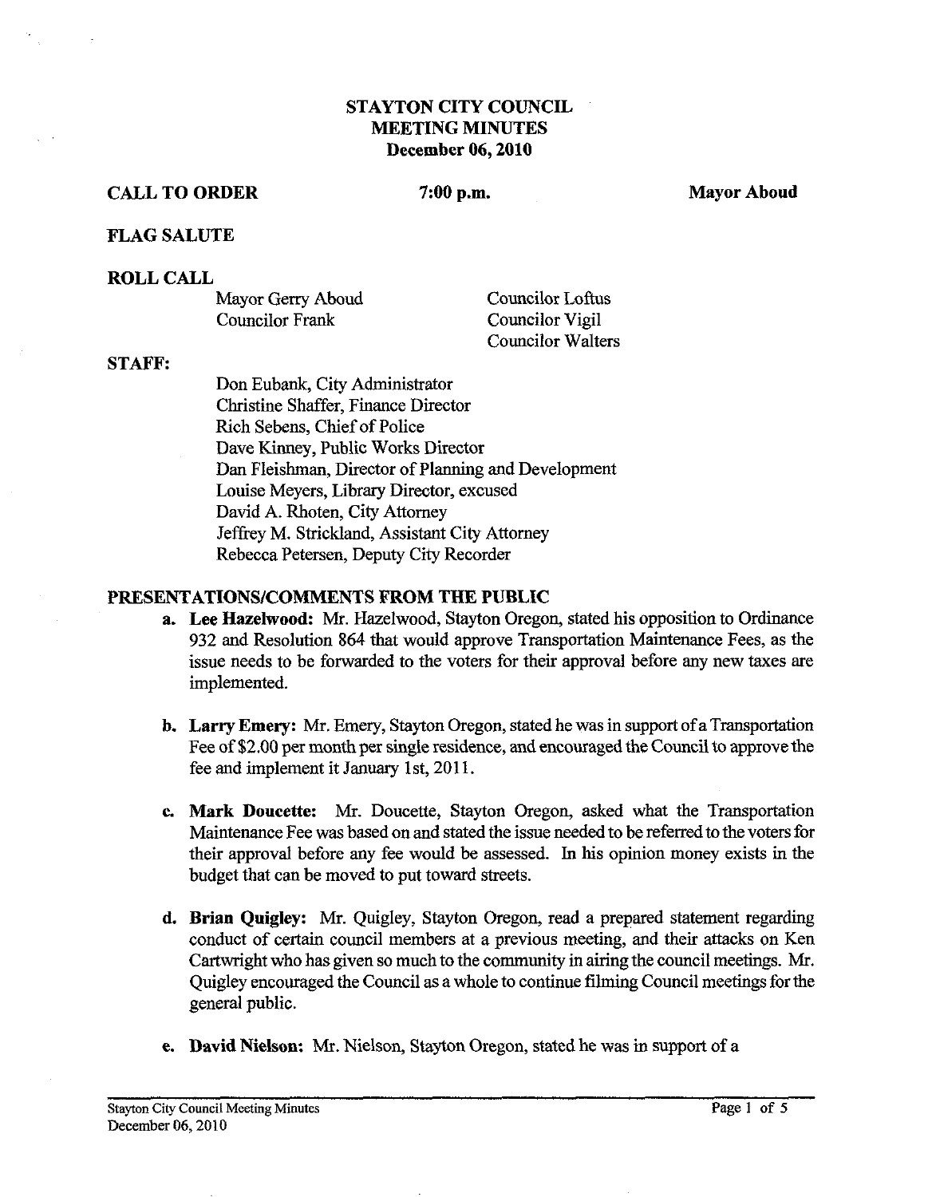# STAYTON CITY COUNCIL
# MEETING MINUTES
# December 06, 2010

**CALL TO ORDER** **7:00 p.m.** **Mayor Aboud**

**FLAG SALUTE**

**ROLL CALL**

Mayor Gerry Aboud
Councilor Frank
Councilor Loftus
Councilor Vigil
Councilor Walters

**STAFF:**

Don Eubank, City Administrator
Christine Shaffer, Finance Director
Rich Sebens, Chief of Police
Dave Kinney, Public Works Director
Dan Fleishman, Director of Planning and Development
Louise Meyers, Library Director, excused
David A. Rhoten, City Attorney
Jeffrey M. Strickland, Assistant City Attorney
Rebecca Petersen, Deputy City Recorder

**PRESENTATIONS/COMMENTS FROM THE PUBLIC**

a. **Lee Hazelwood:** Mr. Hazelwood, Stayton Oregon, stated his opposition to Ordinance 932 and Resolution 864 that would approve Transportation Maintenance Fees, as the issue needs to be forwarded to the voters for their approval before any new taxes are implemented.

b. **Larry Emery:** Mr. Emery, Stayton Oregon, stated he was in support of a Transportation Fee of $2.00 per month per single residence, and encouraged the Council to approve the fee and implement it January 1st, 2011.

c. **Mark Doucette:** Mr. Doucette, Stayton Oregon, asked what the Transportation Maintenance Fee was based on and stated the issue needed to be referred to the voters for their approval before any fee would be assessed. In his opinion money exists in the budget that can be moved to put toward streets.

d. **Brian Quigley:** Mr. Quigley, Stayton Oregon, read a prepared statement regarding conduct of certain council members at a previous meeting, and their attacks on Ken Cartwright who has given so much to the community in airing the council meetings. Mr. Quigley encouraged the Council as a whole to continue filming Council meetings for the general public.

e. **David Nielson:** Mr. Nielson, Stayton Oregon, stated he was in support of a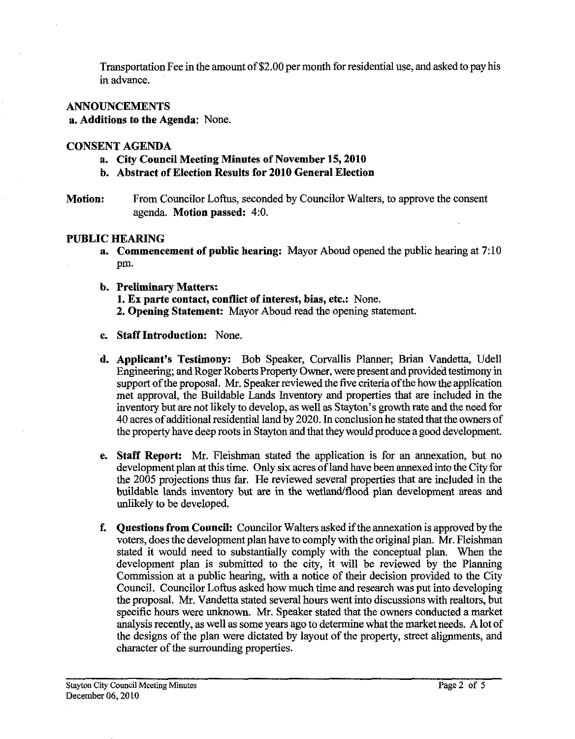Transportation Fee in the amount of $2.00 per month for residential use, and asked to pay his in advance.

## ANNOUNCEMENTS

**a. Additions to the Agenda**: None.

## CONSENT AGENDA

- **a. City Council Meeting Minutes of November 15, 2010**
- **b. Abstract of Election Results for 2010 General Election**

**Motion:** From Councilor Loftus, seconded by Councilor Walters, to approve the consent agenda. **Motion passed:** 4:0.

## PUBLIC HEARING

**a. Commencement of public hearing:** Mayor Aboud opened the public hearing at 7:10 pm.

**b. Preliminary Matters:**

**1. Ex parte contact, conflict of interest, bias, etc.:** None.

**2. Opening Statement:** Mayor Aboud read the opening statement.

**c. Staff Introduction:** None.

**d. Applicant's Testimony:** Bob Speaker, Corvallis Planner; Brian Vandetta, Udell Engineering; and Roger Roberts Property Owner, were present and provided testimony in support of the proposal. Mr. Speaker reviewed the five criteria of the how the application met approval, the Buildable Lands Inventory and properties that are included in the inventory but are not likely to develop, as well as Stayton's growth rate and the need for 40 acres of additional residential land by 2020. In conclusion he stated that the owners of the property have deep roots in Stayton and that they would produce a good development.

**e. Staff Report:** Mr. Fleishman stated the application is for an annexation, but no development plan at this time. Only six acres of land have been annexed into the City for the 2005 projections thus far. He reviewed several properties that are included in the buildable lands inventory but are in the wetland/flood plan development areas and unlikely to be developed.

**f. Questions from Council:** Councilor Walters asked if the annexation is approved by the voters, does the development plan have to comply with the original plan. Mr. Fleishman stated it would need to substantially comply with the conceptual plan. When the development plan is submitted to the city, it will be reviewed by the Planning Commission at a public hearing, with a notice of their decision provided to the City Council. Councilor Loftus asked how much time and research was put into developing the proposal. Mr. Vandetta stated several hours went into discussions with realtors, but specific hours were unknown. Mr. Speaker stated that the owners conducted a market analysis recently, as well as some years ago to determine what the market needs. A lot of the designs of the plan were dictated by layout of the property, street alignments, and character of the surrounding properties.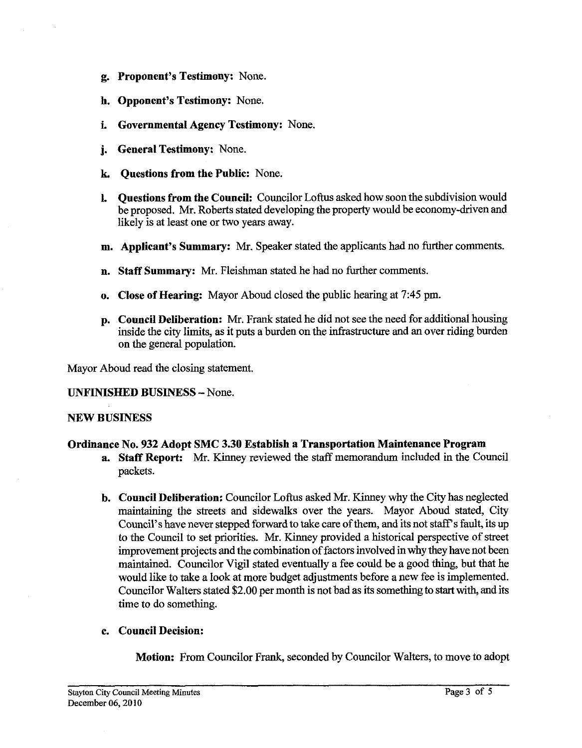g. **Proponent's Testimony:** None.

h. **Opponent's Testimony:** None.

i. **Governmental Agency Testimony:** None.

j. **General Testimony:** None.

k. **Questions from the Public:** None.

l. **Questions from the Council:** Councilor Loftus asked how soon the subdivision would be proposed. Mr. Roberts stated developing the property would be economy-driven and likely is at least one or two years away.

m. **Applicant's Summary:** Mr. Speaker stated the applicants had no further comments.

n. **Staff Summary:** Mr. Fleishman stated he had no further comments.

o. **Close of Hearing:** Mayor Aboud closed the public hearing at 7:45 pm.

p. **Council Deliberation:** Mr. Frank stated he did not see the need for additional housing inside the city limits, as it puts a burden on the infrastructure and an over riding burden on the general population.

Mayor Aboud read the closing statement.

**UNFINISHED BUSINESS** – None.

**NEW BUSINESS**

**Ordinance No. 932 Adopt SMC 3.30 Establish a Transportation Maintenance Program**

a. **Staff Report:** Mr. Kinney reviewed the staff memorandum included in the Council packets.

b. **Council Deliberation:** Councilor Loftus asked Mr. Kinney why the City has neglected maintaining the streets and sidewalks over the years. Mayor Aboud stated, City Council's have never stepped forward to take care of them, and its not staff's fault, its up to the Council to set priorities. Mr. Kinney provided a historical perspective of street improvement projects and the combination of factors involved in why they have not been maintained. Councilor Vigil stated eventually a fee could be a good thing, but that he would like to take a look at more budget adjustments before a new fee is implemented. Councilor Walters stated $2.00 per month is not bad as its something to start with, and its time to do something.

c. **Council Decision:**

**Motion:** From Councilor Frank, seconded by Councilor Walters, to move to adopt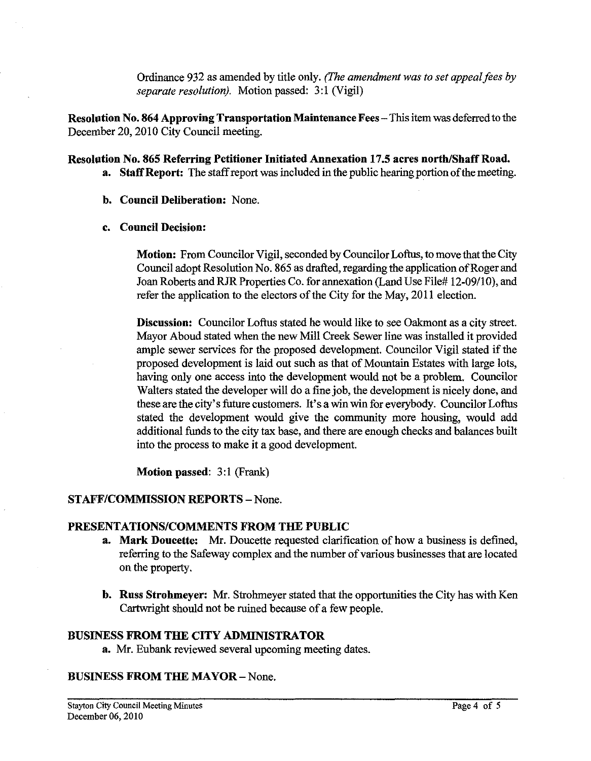Ordinance 932 as amended by title only. *(The amendment was to set appeal fees by separate resolution).* Motion passed: 3:1 (Vigil)

**Resolution No. 864 Approving Transportation Maintenance Fees** – This item was deferred to the December 20, 2010 City Council meeting.

**Resolution No. 865 Referring Petitioner Initiated Annexation 17.5 acres north/Shaff Road.**

a. **Staff Report:** The staff report was included in the public hearing portion of the meeting.

b. **Council Deliberation:** None.

c. **Council Decision:**

**Motion:** From Councilor Vigil, seconded by Councilor Loftus, to move that the City Council adopt Resolution No. 865 as drafted, regarding the application of Roger and Joan Roberts and RJR Properties Co. for annexation (Land Use File# 12-09/10), and refer the application to the electors of the City for the May, 2011 election.

**Discussion:** Councilor Loftus stated he would like to see Oakmont as a city street. Mayor Aboud stated when the new Mill Creek Sewer line was installed it provided ample sewer services for the proposed development. Councilor Vigil stated if the proposed development is laid out such as that of Mountain Estates with large lots, having only one access into the development would not be a problem. Councilor Walters stated the developer will do a fine job, the development is nicely done, and these are the city's future customers. It's a win win for everybody. Councilor Loftus stated the development would give the community more housing, would add additional funds to the city tax base, and there are enough checks and balances built into the process to make it a good development.

**Motion passed**: 3:1 (Frank)

## STAFF/COMMISSION REPORTS – None.

## PRESENTATIONS/COMMENTS FROM THE PUBLIC

a. **Mark Doucette:** Mr. Doucette requested clarification of how a business is defined, referring to the Safeway complex and the number of various businesses that are located on the property.

b. **Russ Strohmeyer:** Mr. Strohmeyer stated that the opportunities the City has with Ken Cartwright should not be ruined because of a few people.

## BUSINESS FROM THE CITY ADMINISTRATOR

a. Mr. Eubank reviewed several upcoming meeting dates.

## BUSINESS FROM THE MAYOR – None.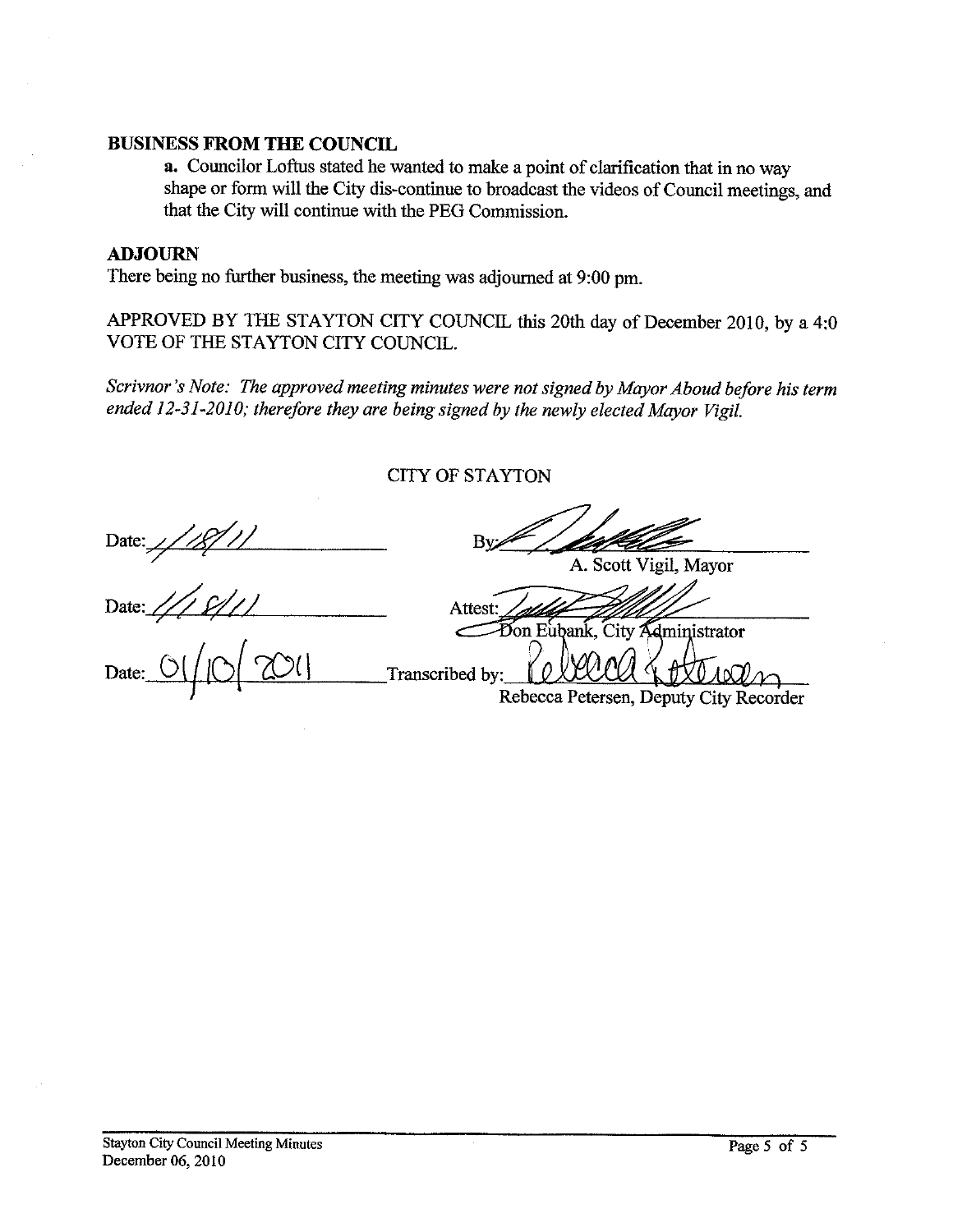### BUSINESS FROM THE COUNCIL

**a.** Councilor Loftus stated he wanted to make a point of clarification that in no way shape or form will the City dis-continue to broadcast the videos of Council meetings, and that the City will continue with the PEG Commission.

### ADJOURN

There being no further business, the meeting was adjourned at 9:00 pm.

APPROVED BY THE STAYTON CITY COUNCIL this 20th day of December 2010, by a 4:0 VOTE OF THE STAYTON CITY COUNCIL.

*Scrivnor's Note: The approved meeting minutes were not signed by Mayor Aboud before his term ended 12-31-2010; therefore they are being signed by the newly elected Mayor Vigil.*

CITY OF STAYTON

Date: 1/18/11 By: ____________________
A. Scott Vigil, Mayor

Date: 1/18/11 Attest: ____________________
Don Eubank, City Administrator

Date: 01/10/2011 Transcribed by: ____________________
Rebecca Petersen, Deputy City Recorder